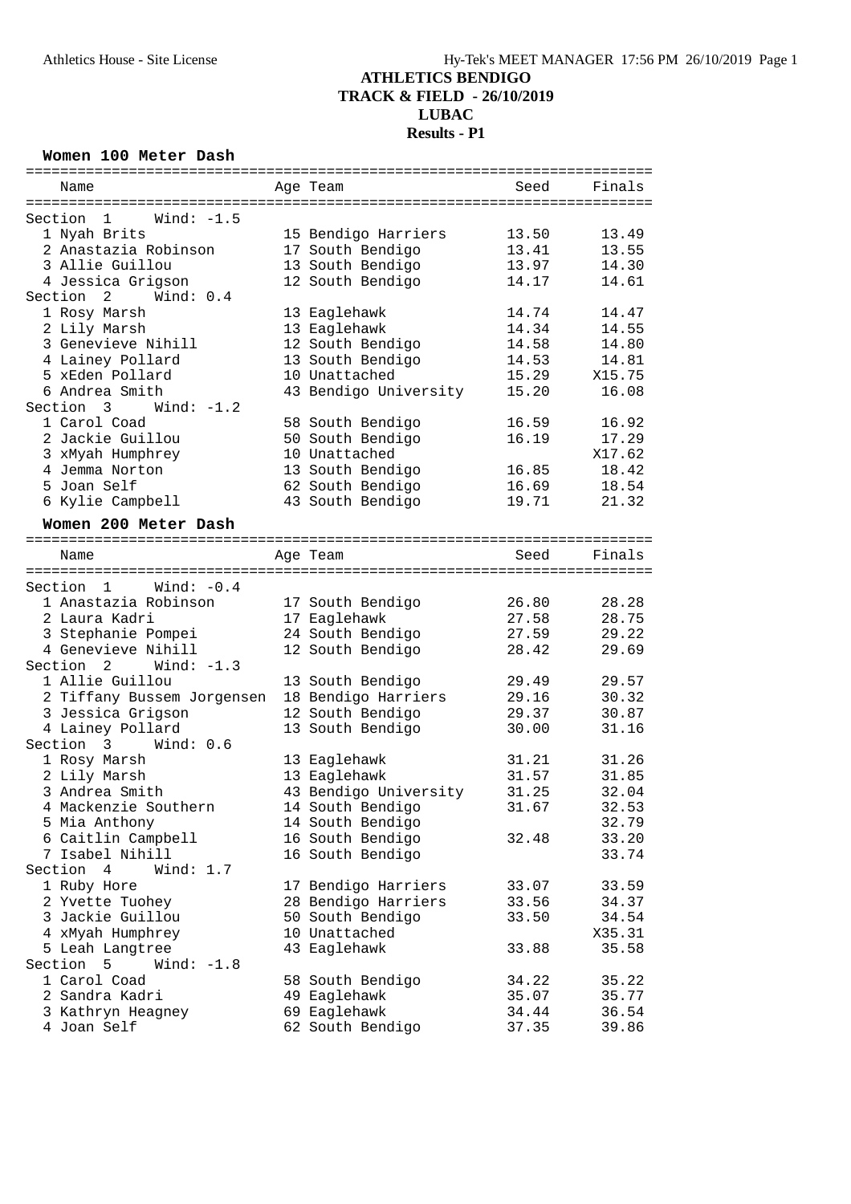# ATHLETICS BENDIGO
## TRACK & FIELD - 26/10/2019
## LUBAC
## Results - P1

### Women 100 Meter Dash

| Name | Age | Team | Seed | Finals |
|---|---|---|---|---|
| **Section 1 Wind: -1.5** | | | | |
| 1 Nyah Brits | 15 | Bendigo Harriers | 13.50 | 13.49 |
| 2 Anastazia Robinson | 17 | South Bendigo | 13.41 | 13.55 |
| 3 Allie Guillou | 13 | South Bendigo | 13.97 | 14.30 |
| 4 Jessica Grigson | 12 | South Bendigo | 14.17 | 14.61 |
| **Section 2 Wind: 0.4** | | | | |
| 1 Rosy Marsh | 13 | Eaglehawk | 14.74 | 14.47 |
| 2 Lily Marsh | 13 | Eaglehawk | 14.34 | 14.55 |
| 3 Genevieve Nihill | 12 | South Bendigo | 14.58 | 14.80 |
| 4 Lainey Pollard | 13 | South Bendigo | 14.53 | 14.81 |
| 5 xEden Pollard | 10 | Unattached | 15.29 | X15.75 |
| 6 Andrea Smith | 43 | Bendigo University | 15.20 | 16.08 |
| **Section 3 Wind: -1.2** | | | | |
| 1 Carol Coad | 58 | South Bendigo | 16.59 | 16.92 |
| 2 Jackie Guillou | 50 | South Bendigo | 16.19 | 17.29 |
| 3 xMyah Humphrey | 10 | Unattached | | X17.62 |
| 4 Jemma Norton | 13 | South Bendigo | 16.85 | 18.42 |
| 5 Joan Self | 62 | South Bendigo | 16.69 | 18.54 |
| 6 Kylie Campbell | 43 | South Bendigo | 19.71 | 21.32 |

### Women 200 Meter Dash

| Name | Age | Team | Seed | Finals |
|---|---|---|---|---|
| **Section 1 Wind: -0.4** | | | | |
| 1 Anastazia Robinson | 17 | South Bendigo | 26.80 | 28.28 |
| 2 Laura Kadri | 17 | Eaglehawk | 27.58 | 28.75 |
| 3 Stephanie Pompei | 24 | South Bendigo | 27.59 | 29.22 |
| 4 Genevieve Nihill | 12 | South Bendigo | 28.42 | 29.69 |
| **Section 2 Wind: -1.3** | | | | |
| 1 Allie Guillou | 13 | South Bendigo | 29.49 | 29.57 |
| 2 Tiffany Bussem Jorgensen | 18 | Bendigo Harriers | 29.16 | 30.32 |
| 3 Jessica Grigson | 12 | South Bendigo | 29.37 | 30.87 |
| 4 Lainey Pollard | 13 | South Bendigo | 30.00 | 31.16 |
| **Section 3 Wind: 0.6** | | | | |
| 1 Rosy Marsh | 13 | Eaglehawk | 31.21 | 31.26 |
| 2 Lily Marsh | 13 | Eaglehawk | 31.57 | 31.85 |
| 3 Andrea Smith | 43 | Bendigo University | 31.25 | 32.04 |
| 4 Mackenzie Southern | 14 | South Bendigo | 31.67 | 32.53 |
| 5 Mia Anthony | 14 | South Bendigo | | 32.79 |
| 6 Caitlin Campbell | 16 | South Bendigo | 32.48 | 33.20 |
| 7 Isabel Nihill | 16 | South Bendigo | | 33.74 |
| **Section 4 Wind: 1.7** | | | | |
| 1 Ruby Hore | 17 | Bendigo Harriers | 33.07 | 33.59 |
| 2 Yvette Tuohey | 28 | Bendigo Harriers | 33.56 | 34.37 |
| 3 Jackie Guillou | 50 | South Bendigo | 33.50 | 34.54 |
| 4 xMyah Humphrey | 10 | Unattached | | X35.31 |
| 5 Leah Langtree | 43 | Eaglehawk | 33.88 | 35.58 |
| **Section 5 Wind: -1.8** | | | | |
| 1 Carol Coad | 58 | South Bendigo | 34.22 | 35.22 |
| 2 Sandra Kadri | 49 | Eaglehawk | 35.07 | 35.77 |
| 3 Kathryn Heagney | 69 | Eaglehawk | 34.44 | 36.54 |
| 4 Joan Self | 62 | South Bendigo | 37.35 | 39.86 |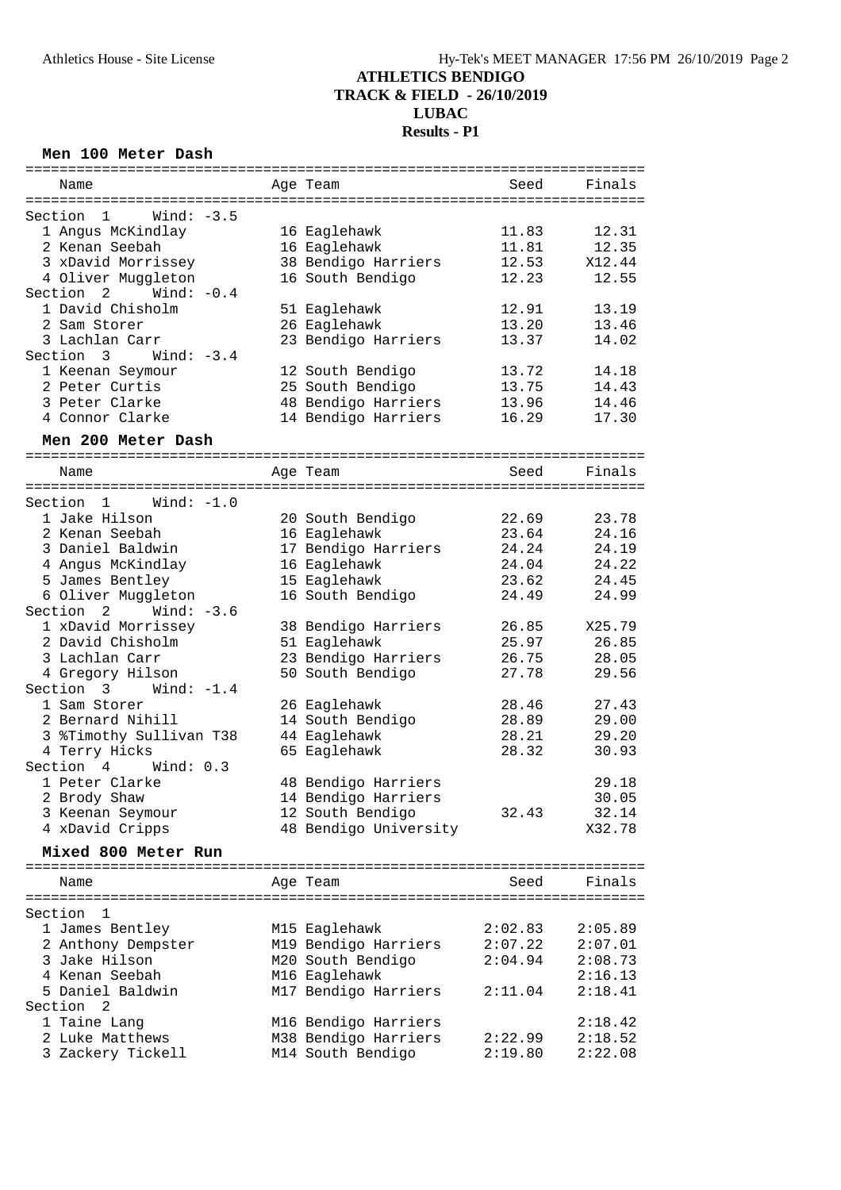# ATHLETICS BENDIGO
## TRACK & FIELD - 26/10/2019
## LUBAC
## Results - P1

### Men 100 Meter Dash

| Name | Age | Team | Seed | Finals |
|---|---|---|---|---|
| **Section 1 Wind: -3.5** | | | | |
| 1 Angus McKindlay | 16 | Eaglehawk | 11.83 | 12.31 |
| 2 Kenan Seebah | 16 | Eaglehawk | 11.81 | 12.35 |
| 3 xDavid Morrissey | 38 | Bendigo Harriers | 12.53 | X12.44 |
| 4 Oliver Muggleton | 16 | South Bendigo | 12.23 | 12.55 |
| **Section 2 Wind: -0.4** | | | | |
| 1 David Chisholm | 51 | Eaglehawk | 12.91 | 13.19 |
| 2 Sam Storer | 26 | Eaglehawk | 13.20 | 13.46 |
| 3 Lachlan Carr | 23 | Bendigo Harriers | 13.37 | 14.02 |
| **Section 3 Wind: -3.4** | | | | |
| 1 Keenan Seymour | 12 | South Bendigo | 13.72 | 14.18 |
| 2 Peter Curtis | 25 | South Bendigo | 13.75 | 14.43 |
| 3 Peter Clarke | 48 | Bendigo Harriers | 13.96 | 14.46 |
| 4 Connor Clarke | 14 | Bendigo Harriers | 16.29 | 17.30 |

### Men 200 Meter Dash

| Name | Age | Team | Seed | Finals |
|---|---|---|---|---|
| **Section 1 Wind: -1.0** | | | | |
| 1 Jake Hilson | 20 | South Bendigo | 22.69 | 23.78 |
| 2 Kenan Seebah | 16 | Eaglehawk | 23.64 | 24.16 |
| 3 Daniel Baldwin | 17 | Bendigo Harriers | 24.24 | 24.19 |
| 4 Angus McKindlay | 16 | Eaglehawk | 24.04 | 24.22 |
| 5 James Bentley | 15 | Eaglehawk | 23.62 | 24.45 |
| 6 Oliver Muggleton | 16 | South Bendigo | 24.49 | 24.99 |
| **Section 2 Wind: -3.6** | | | | |
| 1 xDavid Morrissey | 38 | Bendigo Harriers | 26.85 | X25.79 |
| 2 David Chisholm | 51 | Eaglehawk | 25.97 | 26.85 |
| 3 Lachlan Carr | 23 | Bendigo Harriers | 26.75 | 28.05 |
| 4 Gregory Hilson | 50 | South Bendigo | 27.78 | 29.56 |
| **Section 3 Wind: -1.4** | | | | |
| 1 Sam Storer | 26 | Eaglehawk | 28.46 | 27.43 |
| 2 Bernard Nihill | 14 | South Bendigo | 28.89 | 29.00 |
| 3 %Timothy Sullivan T38 | 44 | Eaglehawk | 28.21 | 29.20 |
| 4 Terry Hicks | 65 | Eaglehawk | 28.32 | 30.93 |
| **Section 4 Wind: 0.3** | | | | |
| 1 Peter Clarke | 48 | Bendigo Harriers | | 29.18 |
| 2 Brody Shaw | 14 | Bendigo Harriers | | 30.05 |
| 3 Keenan Seymour | 12 | South Bendigo | 32.43 | 32.14 |
| 4 xDavid Cripps | 48 | Bendigo University | | X32.78 |

### Mixed 800 Meter Run

| Name | Age | Team | Seed | Finals |
|---|---|---|---|---|
| **Section 1** | | | | |
| 1 James Bentley | M15 | Eaglehawk | 2:02.83 | 2:05.89 |
| 2 Anthony Dempster | M19 | Bendigo Harriers | 2:07.22 | 2:07.01 |
| 3 Jake Hilson | M20 | South Bendigo | 2:04.94 | 2:08.73 |
| 4 Kenan Seebah | M16 | Eaglehawk | | 2:16.13 |
| 5 Daniel Baldwin | M17 | Bendigo Harriers | 2:11.04 | 2:18.41 |
| **Section 2** | | | | |
| 1 Taine Lang | M16 | Bendigo Harriers | | 2:18.42 |
| 2 Luke Matthews | M38 | Bendigo Harriers | 2:22.99 | 2:18.52 |
| 3 Zackery Tickell | M14 | South Bendigo | 2:19.80 | 2:22.08 |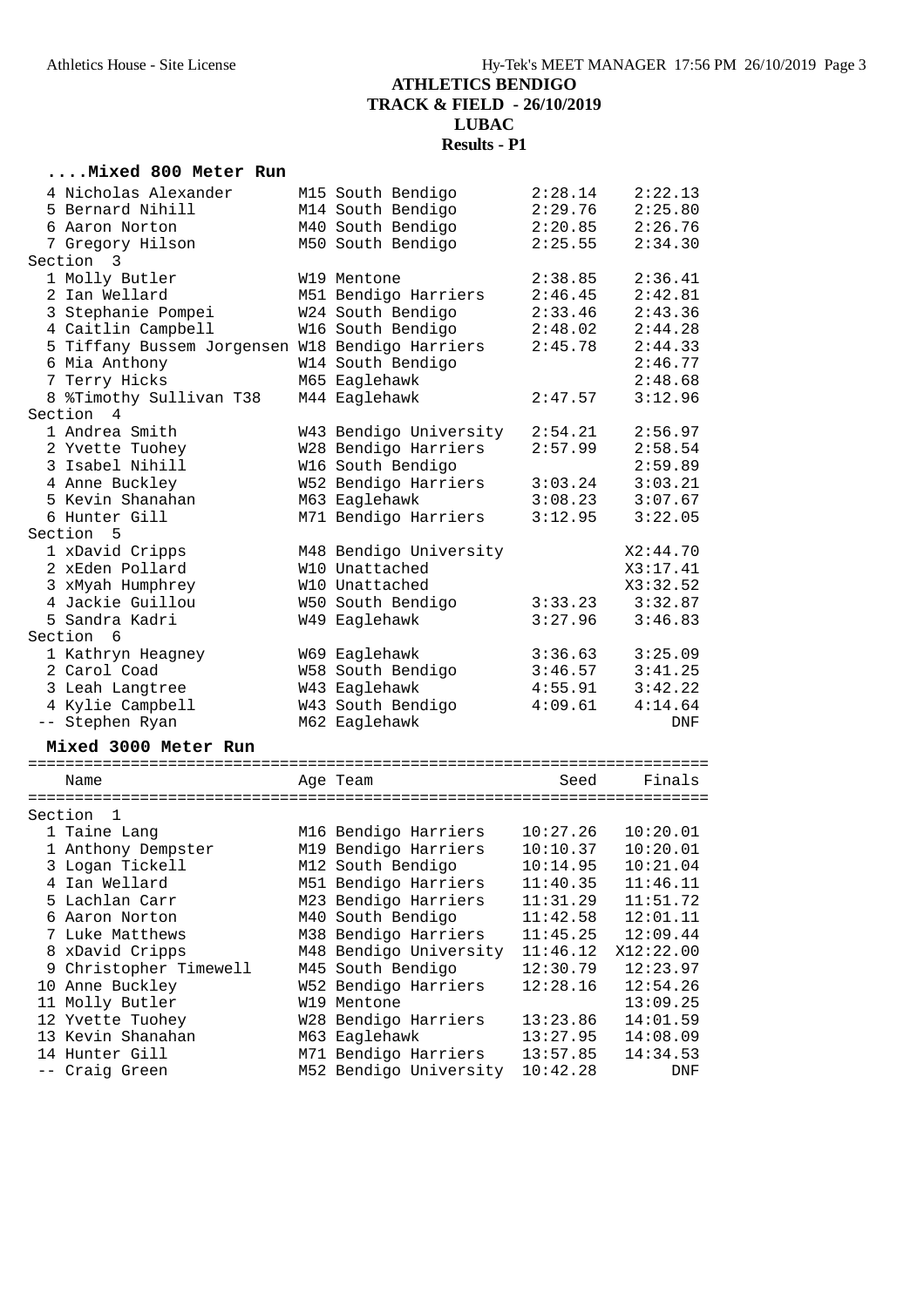# ATHLETICS BENDIGO
## TRACK & FIELD - 26/10/2019
## LUBAC
## Results - P1

### ....Mixed 800 Meter Run

| Place | Name | Age | Team | Seed | Finals |
|---|---|---|---|---|---|
| 4 | Nicholas Alexander | M15 | South Bendigo | 2:28.14 | 2:22.13 |
| 5 | Bernard Nihill | M14 | South Bendigo | 2:29.76 | 2:25.80 |
| 6 | Aaron Norton | M40 | South Bendigo | 2:20.85 | 2:26.76 |
| 7 | Gregory Hilson | M50 | South Bendigo | 2:25.55 | 2:34.30 |
| **Section 3** | | | | | |
| 1 | Molly Butler | W19 | Mentone | 2:38.85 | 2:36.41 |
| 2 | Ian Wellard | M51 | Bendigo Harriers | 2:46.45 | 2:42.81 |
| 3 | Stephanie Pompei | W24 | South Bendigo | 2:33.46 | 2:43.36 |
| 4 | Caitlin Campbell | W16 | South Bendigo | 2:48.02 | 2:44.28 |
| 5 | Tiffany Bussem Jorgensen | W18 | Bendigo Harriers | 2:45.78 | 2:44.33 |
| 6 | Mia Anthony | W14 | South Bendigo | | 2:46.77 |
| 7 | Terry Hicks | M65 | Eaglehawk | | 2:48.68 |
| 8 | %Timothy Sullivan T38 | M44 | Eaglehawk | 2:47.57 | 3:12.96 |
| **Section 4** | | | | | |
| 1 | Andrea Smith | W43 | Bendigo University | 2:54.21 | 2:56.97 |
| 2 | Yvette Tuohey | W28 | Bendigo Harriers | 2:57.99 | 2:58.54 |
| 3 | Isabel Nihill | W16 | South Bendigo | | 2:59.89 |
| 4 | Anne Buckley | W52 | Bendigo Harriers | 3:03.24 | 3:03.21 |
| 5 | Kevin Shanahan | M63 | Eaglehawk | 3:08.23 | 3:07.67 |
| 6 | Hunter Gill | M71 | Bendigo Harriers | 3:12.95 | 3:22.05 |
| **Section 5** | | | | | |
| 1 | xDavid Cripps | M48 | Bendigo University | | X2:44.70 |
| 2 | xEden Pollard | W10 | Unattached | | X3:17.41 |
| 3 | xMyah Humphrey | W10 | Unattached | | X3:32.52 |
| 4 | Jackie Guillou | W50 | South Bendigo | 3:33.23 | 3:32.87 |
| 5 | Sandra Kadri | W49 | Eaglehawk | 3:27.96 | 3:46.83 |
| **Section 6** | | | | | |
| 1 | Kathryn Heagney | W69 | Eaglehawk | 3:36.63 | 3:25.09 |
| 2 | Carol Coad | W58 | South Bendigo | 3:46.57 | 3:41.25 |
| 3 | Leah Langtree | W43 | Eaglehawk | 4:55.91 | 3:42.22 |
| 4 | Kylie Campbell | W43 | South Bendigo | 4:09.61 | 4:14.64 |
| -- | Stephen Ryan | M62 | Eaglehawk | | DNF |

### Mixed 3000 Meter Run

| Place | Name | Age | Team | Seed | Finals |
|---|---|---|---|---|---|
| **Section 1** | | | | | |
| 1 | Taine Lang | M16 | Bendigo Harriers | 10:27.26 | 10:20.01 |
| 1 | Anthony Dempster | M19 | Bendigo Harriers | 10:10.37 | 10:20.01 |
| 3 | Logan Tickell | M12 | South Bendigo | 10:14.95 | 10:21.04 |
| 4 | Ian Wellard | M51 | Bendigo Harriers | 11:40.35 | 11:46.11 |
| 5 | Lachlan Carr | M23 | Bendigo Harriers | 11:31.29 | 11:51.72 |
| 6 | Aaron Norton | M40 | South Bendigo | 11:42.58 | 12:01.11 |
| 7 | Luke Matthews | M38 | Bendigo Harriers | 11:45.25 | 12:09.44 |
| 8 | xDavid Cripps | M48 | Bendigo University | 11:46.12 | X12:22.00 |
| 9 | Christopher Timewell | M45 | South Bendigo | 12:30.79 | 12:23.97 |
| 10 | Anne Buckley | W52 | Bendigo Harriers | 12:28.16 | 12:54.26 |
| 11 | Molly Butler | W19 | Mentone | | 13:09.25 |
| 12 | Yvette Tuohey | W28 | Bendigo Harriers | 13:23.86 | 14:01.59 |
| 13 | Kevin Shanahan | M63 | Eaglehawk | 13:27.95 | 14:08.09 |
| 14 | Hunter Gill | M71 | Bendigo Harriers | 13:57.85 | 14:34.53 |
| -- | Craig Green | M52 | Bendigo University | 10:42.28 | DNF |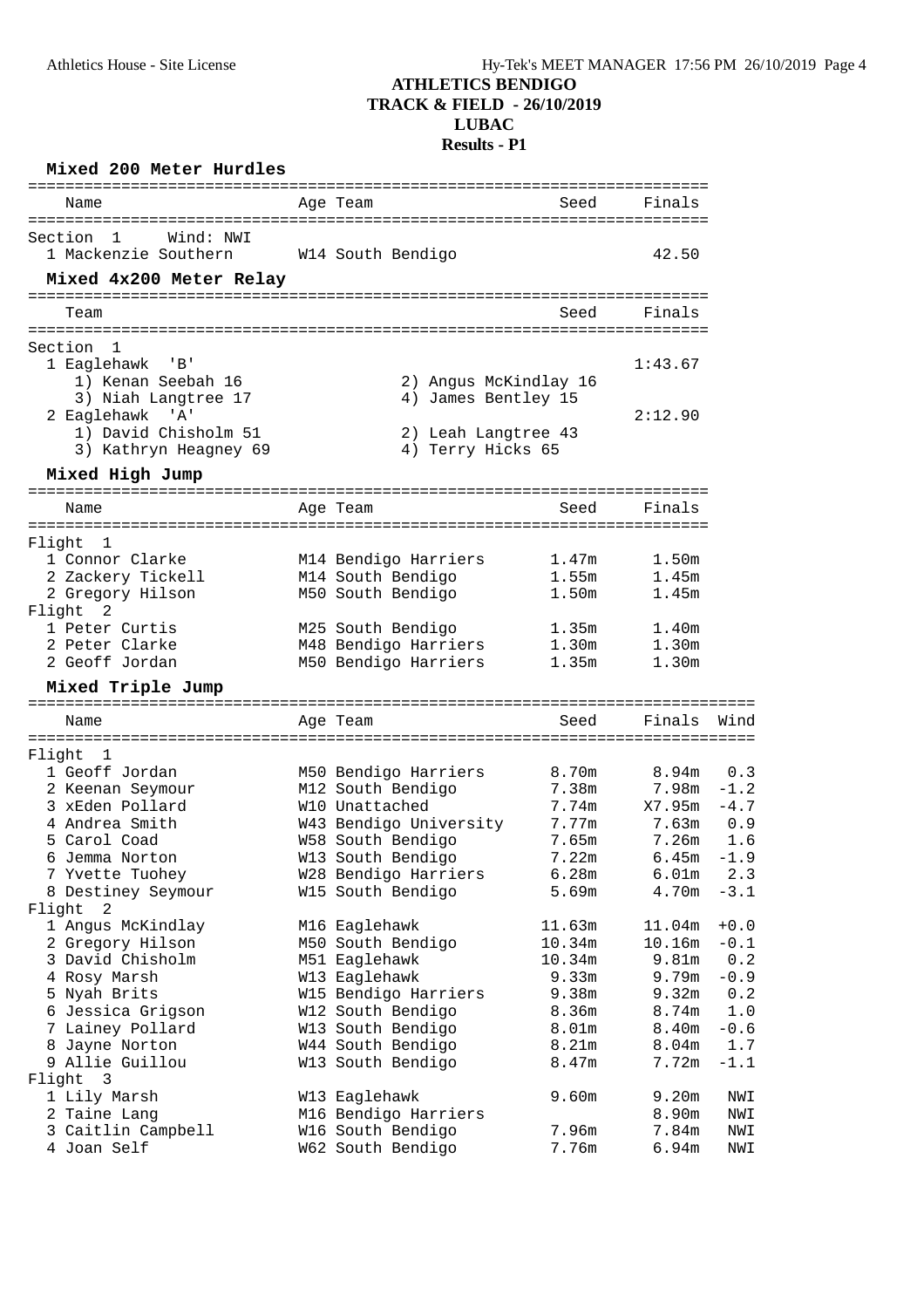# ATHLETICS BENDIGO
## TRACK & FIELD - 26/10/2019
## LUBAC
## Results - P1

### Mixed 200 Meter Hurdles

| Name | Age | Team | Seed | Finals |
|---|---|---|---|---|
| **Section 1 Wind: NWI** | | | | |
| 1 Mackenzie Southern | W14 | South Bendigo | | 42.50 |

### Mixed 4x200 Meter Relay

| Team | Seed | Finals |
|---|---|---|
| **Section 1** | | |
| 1 Eaglehawk 'B' | | 1:43.67 |
| 1) Kenan Seebah 16; 2) Angus McKindlay 16; 3) Niah Langtree 17; 4) James Bentley 15 | | |
| 2 Eaglehawk 'A' | | 2:12.90 |
| 1) David Chisholm 51; 2) Leah Langtree 43; 3) Kathryn Heagney 69; 4) Terry Hicks 65 | | |

### Mixed High Jump

| Name | Age | Team | Seed | Finals |
|---|---|---|---|---|
| **Flight 1** | | | | |
| 1 Connor Clarke | M14 | Bendigo Harriers | 1.47m | 1.50m |
| 2 Zackery Tickell | M14 | South Bendigo | 1.55m | 1.45m |
| 2 Gregory Hilson | M50 | South Bendigo | 1.50m | 1.45m |
| **Flight 2** | | | | |
| 1 Peter Curtis | M25 | South Bendigo | 1.35m | 1.40m |
| 2 Peter Clarke | M48 | Bendigo Harriers | 1.30m | 1.30m |
| 2 Geoff Jordan | M50 | Bendigo Harriers | 1.35m | 1.30m |

### Mixed Triple Jump

| Name | Age | Team | Seed | Finals | Wind |
|---|---|---|---|---|---|
| **Flight 1** | | | | | |
| 1 Geoff Jordan | M50 | Bendigo Harriers | 8.70m | 8.94m | 0.3 |
| 2 Keenan Seymour | M12 | South Bendigo | 7.38m | 7.98m | -1.2 |
| 3 xEden Pollard | W10 | Unattached | 7.74m | X7.95m | -4.7 |
| 4 Andrea Smith | W43 | Bendigo University | 7.77m | 7.63m | 0.9 |
| 5 Carol Coad | W58 | South Bendigo | 7.65m | 7.26m | 1.6 |
| 6 Jemma Norton | W13 | South Bendigo | 7.22m | 6.45m | -1.9 |
| 7 Yvette Tuohey | W28 | Bendigo Harriers | 6.28m | 6.01m | 2.3 |
| 8 Destiney Seymour | W15 | South Bendigo | 5.69m | 4.70m | -3.1 |
| **Flight 2** | | | | | |
| 1 Angus McKindlay | M16 | Eaglehawk | 11.63m | 11.04m | +0.0 |
| 2 Gregory Hilson | M50 | South Bendigo | 10.34m | 10.16m | -0.1 |
| 3 David Chisholm | M51 | Eaglehawk | 10.34m | 9.81m | 0.2 |
| 4 Rosy Marsh | W13 | Eaglehawk | 9.33m | 9.79m | -0.9 |
| 5 Nyah Brits | W15 | Bendigo Harriers | 9.38m | 9.32m | 0.2 |
| 6 Jessica Grigson | W12 | South Bendigo | 8.36m | 8.74m | 1.0 |
| 7 Lainey Pollard | W13 | South Bendigo | 8.01m | 8.40m | -0.6 |
| 8 Jayne Norton | W44 | South Bendigo | 8.21m | 8.04m | 1.7 |
| 9 Allie Guillou | W13 | South Bendigo | 8.47m | 7.72m | -1.1 |
| **Flight 3** | | | | | |
| 1 Lily Marsh | W13 | Eaglehawk | 9.60m | 9.20m | NWI |
| 2 Taine Lang | M16 | Bendigo Harriers | | 8.90m | NWI |
| 3 Caitlin Campbell | W16 | South Bendigo | 7.96m | 7.84m | NWI |
| 4 Joan Self | W62 | South Bendigo | 7.76m | 6.94m | NWI |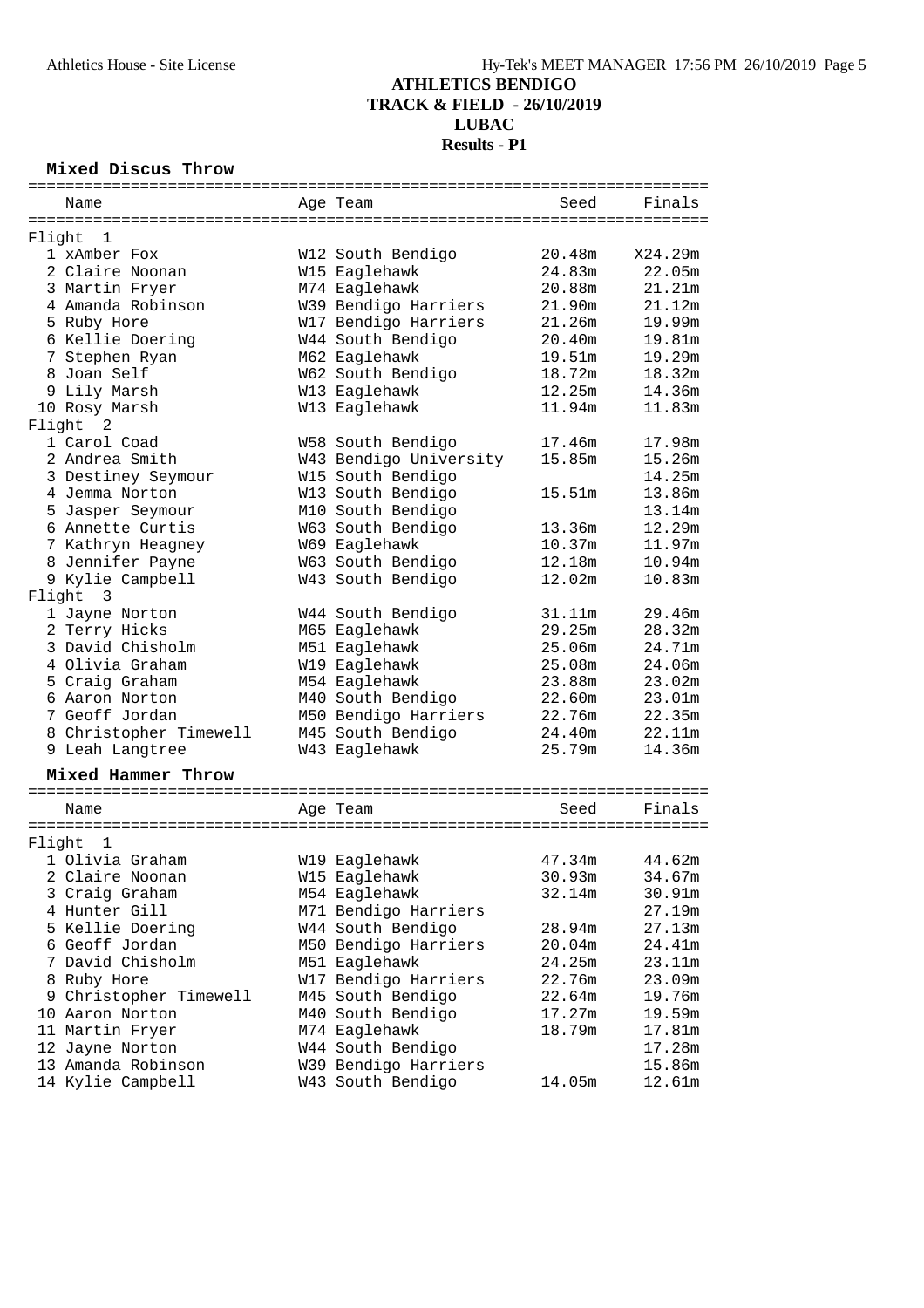# ATHLETICS BENDIGO
## TRACK & FIELD - 26/10/2019
## LUBAC
## Results - P1

### Mixed Discus Throw

| | Name | Age | Team | Seed | Finals |
|---|---|---|---|---|---|
| **Flight 1** | | | | | |
| 1 | xAmber Fox | W12 | South Bendigo | 20.48m | X24.29m |
| 2 | Claire Noonan | W15 | Eaglehawk | 24.83m | 22.05m |
| 3 | Martin Fryer | M74 | Eaglehawk | 20.88m | 21.21m |
| 4 | Amanda Robinson | W39 | Bendigo Harriers | 21.90m | 21.12m |
| 5 | Ruby Hore | W17 | Bendigo Harriers | 21.26m | 19.99m |
| 6 | Kellie Doering | W44 | South Bendigo | 20.40m | 19.81m |
| 7 | Stephen Ryan | M62 | Eaglehawk | 19.51m | 19.29m |
| 8 | Joan Self | W62 | South Bendigo | 18.72m | 18.32m |
| 9 | Lily Marsh | W13 | Eaglehawk | 12.25m | 14.36m |
| 10 | Rosy Marsh | W13 | Eaglehawk | 11.94m | 11.83m |
| **Flight 2** | | | | | |
| 1 | Carol Coad | W58 | South Bendigo | 17.46m | 17.98m |
| 2 | Andrea Smith | W43 | Bendigo University | 15.85m | 15.26m |
| 3 | Destiney Seymour | W15 | South Bendigo | | 14.25m |
| 4 | Jemma Norton | W13 | South Bendigo | 15.51m | 13.86m |
| 5 | Jasper Seymour | M10 | South Bendigo | | 13.14m |
| 6 | Annette Curtis | W63 | South Bendigo | 13.36m | 12.29m |
| 7 | Kathryn Heagney | W69 | Eaglehawk | 10.37m | 11.97m |
| 8 | Jennifer Payne | W63 | South Bendigo | 12.18m | 10.94m |
| 9 | Kylie Campbell | W43 | South Bendigo | 12.02m | 10.83m |
| **Flight 3** | | | | | |
| 1 | Jayne Norton | W44 | South Bendigo | 31.11m | 29.46m |
| 2 | Terry Hicks | M65 | Eaglehawk | 29.25m | 28.32m |
| 3 | David Chisholm | M51 | Eaglehawk | 25.06m | 24.71m |
| 4 | Olivia Graham | W19 | Eaglehawk | 25.08m | 24.06m |
| 5 | Craig Graham | M54 | Eaglehawk | 23.88m | 23.02m |
| 6 | Aaron Norton | M40 | South Bendigo | 22.60m | 23.01m |
| 7 | Geoff Jordan | M50 | Bendigo Harriers | 22.76m | 22.35m |
| 8 | Christopher Timewell | M45 | South Bendigo | 24.40m | 22.11m |
| 9 | Leah Langtree | W43 | Eaglehawk | 25.79m | 14.36m |

### Mixed Hammer Throw

| | Name | Age | Team | Seed | Finals |
|---|---|---|---|---|---|
| **Flight 1** | | | | | |
| 1 | Olivia Graham | W19 | Eaglehawk | 47.34m | 44.62m |
| 2 | Claire Noonan | W15 | Eaglehawk | 30.93m | 34.67m |
| 3 | Craig Graham | M54 | Eaglehawk | 32.14m | 30.91m |
| 4 | Hunter Gill | M71 | Bendigo Harriers | | 27.19m |
| 5 | Kellie Doering | W44 | South Bendigo | 28.94m | 27.13m |
| 6 | Geoff Jordan | M50 | Bendigo Harriers | 20.04m | 24.41m |
| 7 | David Chisholm | M51 | Eaglehawk | 24.25m | 23.11m |
| 8 | Ruby Hore | W17 | Bendigo Harriers | 22.76m | 23.09m |
| 9 | Christopher Timewell | M45 | South Bendigo | 22.64m | 19.76m |
| 10 | Aaron Norton | M40 | South Bendigo | 17.27m | 19.59m |
| 11 | Martin Fryer | M74 | Eaglehawk | 18.79m | 17.81m |
| 12 | Jayne Norton | W44 | South Bendigo | | 17.28m |
| 13 | Amanda Robinson | W39 | Bendigo Harriers | | 15.86m |
| 14 | Kylie Campbell | W43 | South Bendigo | 14.05m | 12.61m |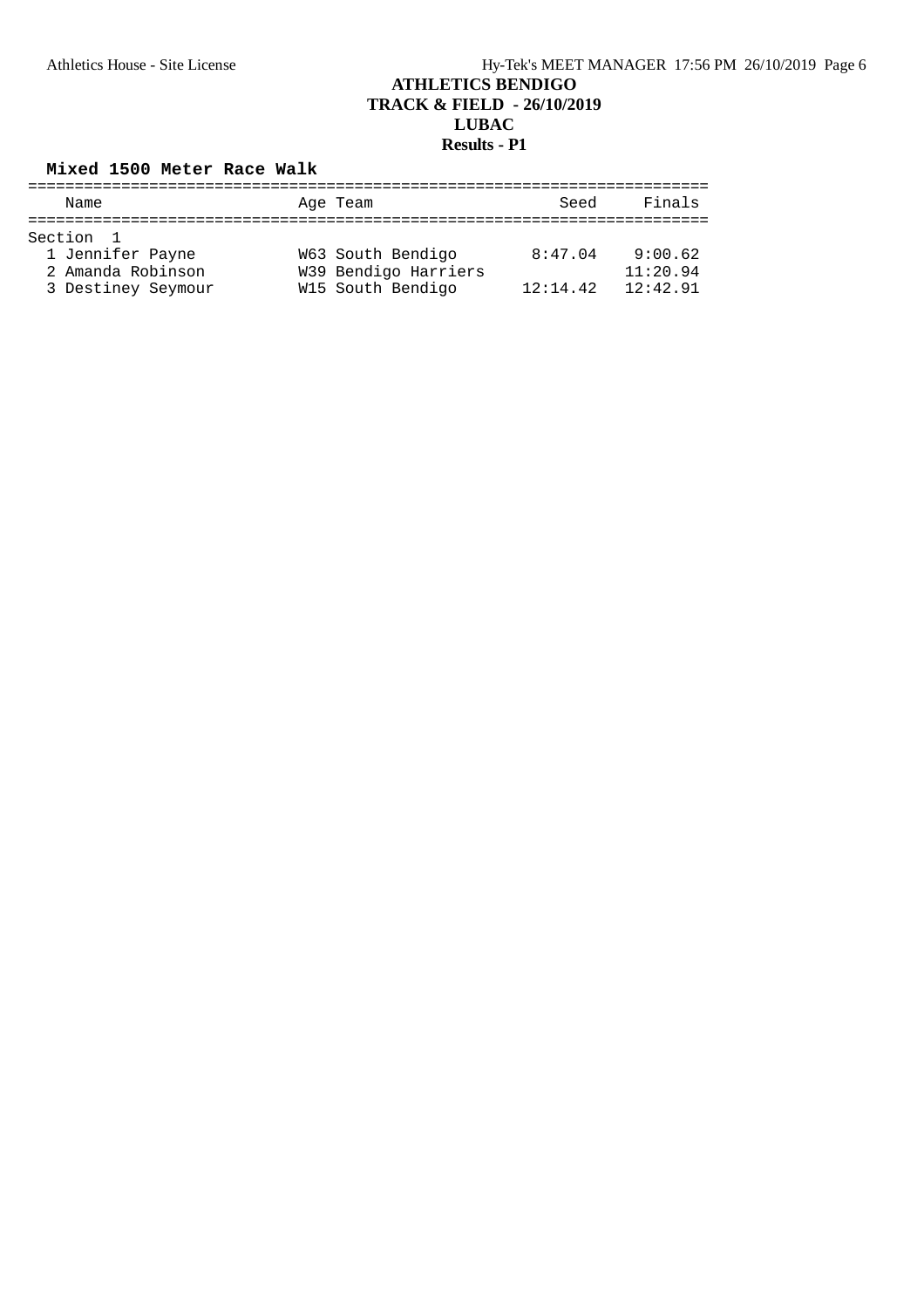**ATHLETICS BENDIGO**
**TRACK & FIELD - 26/10/2019**
**LUBAC**
**Results - P1**

**Mixed 1500 Meter Race Walk**

| Name | Age | Team | Seed | Finals |
|---|---|---|---|---|
| Section 1 | | | | |
| 1 Jennifer Payne | W63 | South Bendigo | 8:47.04 | 9:00.62 |
| 2 Amanda Robinson | W39 | Bendigo Harriers | | 11:20.94 |
| 3 Destiney Seymour | W15 | South Bendigo | 12:14.42 | 12:42.91 |